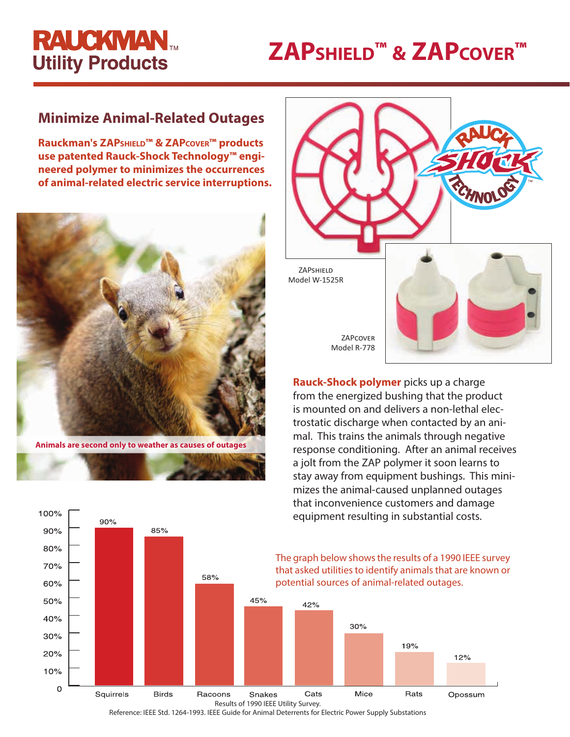# RAUCKMAN™ Utility Products

# ZAPSHIELD™ & ZAPCOVER™

## Minimize Animal-Related Outages

**Rauckman's ZAPSHIELD™ & ZAPCOVER™ products use patented Rauck-Shock Technology™ engineered polymer to minimizes the occurrences of animal-related electric service interruptions.**

Animals are second only to weather as causes of outages

ZAPSHIELD
Model W-1525R

ZAPCOVER
Model R-778

**Rauck-Shock polymer** picks up a charge from the energized bushing that the product is mounted on and delivers a non-lethal electrostatic discharge when contacted by an animal. This trains the animals through negative response conditioning. After an animal receives a jolt from the ZAP polymer it soon learns to stay away from equipment bushings. This minimizes the animal-caused unplanned outages that inconvenience customers and damage equipment resulting in substantial costs.

The graph below shows the results of a 1990 IEEE survey that asked utilities to identify animals that are known or potential sources of animal-related outages.

| Animal | Percentage |
|---|---|
| Squirrels | 90% |
| Birds | 85% |
| Racoons | 58% |
| Snakes | 45% |
| Cats | 42% |
| Mice | 30% |
| Rats | 19% |
| Opossum | 12% |

Results of 1990 IEEE Utility Survey.

Reference: IEEE Std. 1264-1993. IEEE Guide for Animal Deterrents for Electric Power Supply Substations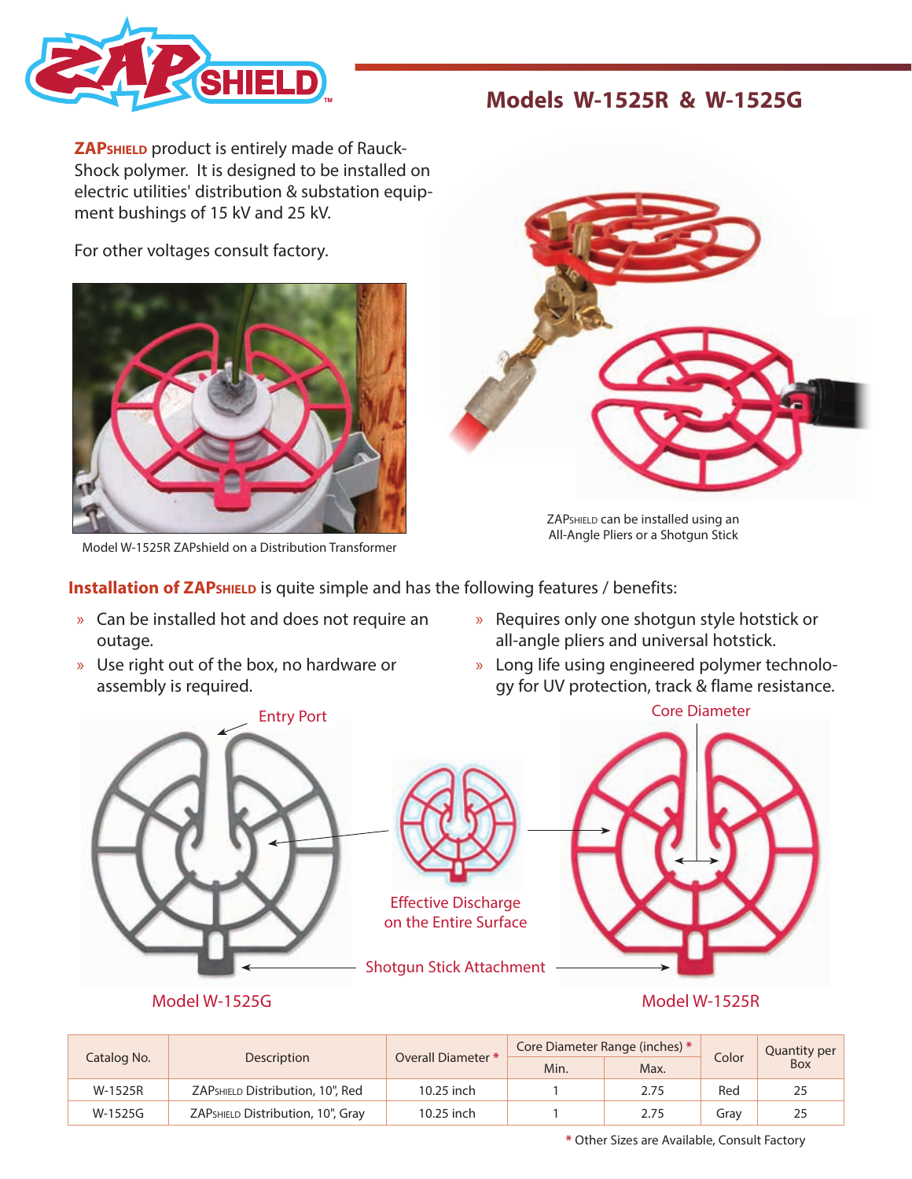# Models W-1525R & W-1525G

**ZAPSHIELD** product is entirely made of Rauck-Shock polymer. It is designed to be installed on electric utilities' distribution & substation equipment bushings of 15 kV and 25 kV.

For other voltages consult factory.

Model W-1525R ZAPshield on a Distribution Transformer

ZAPSHIELD can be installed using an All-Angle Pliers or a Shotgun Stick

**Installation of ZAPSHIELD** is quite simple and has the following features / benefits:

- Can be installed hot and does not require an outage.
- Use right out of the box, no hardware or assembly is required.
- Requires only one shotgun style hotstick or all-angle pliers and universal hotstick.
- Long life using engineered polymer technology for UV protection, track & flame resistance.

Entry Port

Core Diameter

Effective Discharge on the Entire Surface

Shotgun Stick Attachment

Model W-1525G

Model W-1525R

| Catalog No. | Description | Overall Diameter * | Core Diameter Range (inches) * | | Color | Quantity per Box |
|---|---|---|---|---|---|---|
| | | | Min. | Max. | | |
| W-1525R | ZAPSHIELD Distribution, 10", Red | 10.25 inch | 1 | 2.75 | Red | 25 |
| W-1525G | ZAPSHIELD Distribution, 10", Gray | 10.25 inch | 1 | 2.75 | Gray | 25 |

* Other Sizes are Available, Consult Factory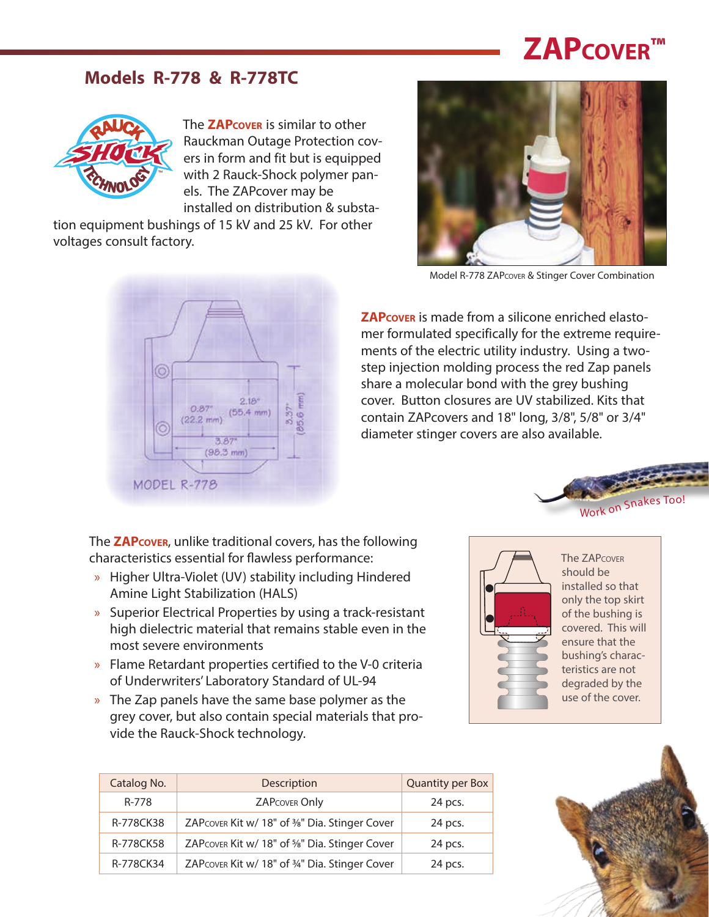# ZAPCOVER™

## Models R-778 & R-778TC

The **ZAPCOVER** is similar to other Rauckman Outage Protection covers in form and fit but is equipped with 2 Rauck-Shock polymer panels. The ZAPcover may be installed on distribution & substation equipment bushings of 15 kV and 25 kV. For other voltages consult factory.

Model R-778 ZAPCOVER & Stinger Cover Combination

0.87" (22.2 mm)
2.18" (55.4 mm)
3.37" (85.6 mm)
3.87" (98.3 mm)
MODEL R-778

**ZAPCOVER** is made from a silicone enriched elastomer formulated specifically for the extreme requirements of the electric utility industry. Using a two-step injection molding process the red Zap panels share a molecular bond with the grey bushing cover. Button closures are UV stabilized. Kits that contain ZAPcovers and 18" long, 3/8", 5/8" or 3/4" diameter stinger covers are also available.

Work on Snakes Too!

The **ZAPCOVER**, unlike traditional covers, has the following characteristics essential for flawless performance:

- Higher Ultra-Violet (UV) stability including Hindered Amine Light Stabilization (HALS)
- Superior Electrical Properties by using a track-resistant high dielectric material that remains stable even in the most severe environments
- Flame Retardant properties certified to the V-0 criteria of Underwriters' Laboratory Standard of UL-94
- The Zap panels have the same base polymer as the grey cover, but also contain special materials that provide the Rauck-Shock technology.

The ZAPCOVER should be installed so that only the top skirt of the bushing is covered. This will ensure that the bushing's characteristics are not degraded by the use of the cover.

| Catalog No. | Description | Quantity per Box |
|---|---|---|
| R-778 | ZAPCOVER Only | 24 pcs. |
| R-778CK38 | ZAPCOVER Kit w/ 18" of ⅜" Dia. Stinger Cover | 24 pcs. |
| R-778CK58 | ZAPCOVER Kit w/ 18" of ⅝" Dia. Stinger Cover | 24 pcs. |
| R-778CK34 | ZAPCOVER Kit w/ 18" of ¾" Dia. Stinger Cover | 24 pcs. |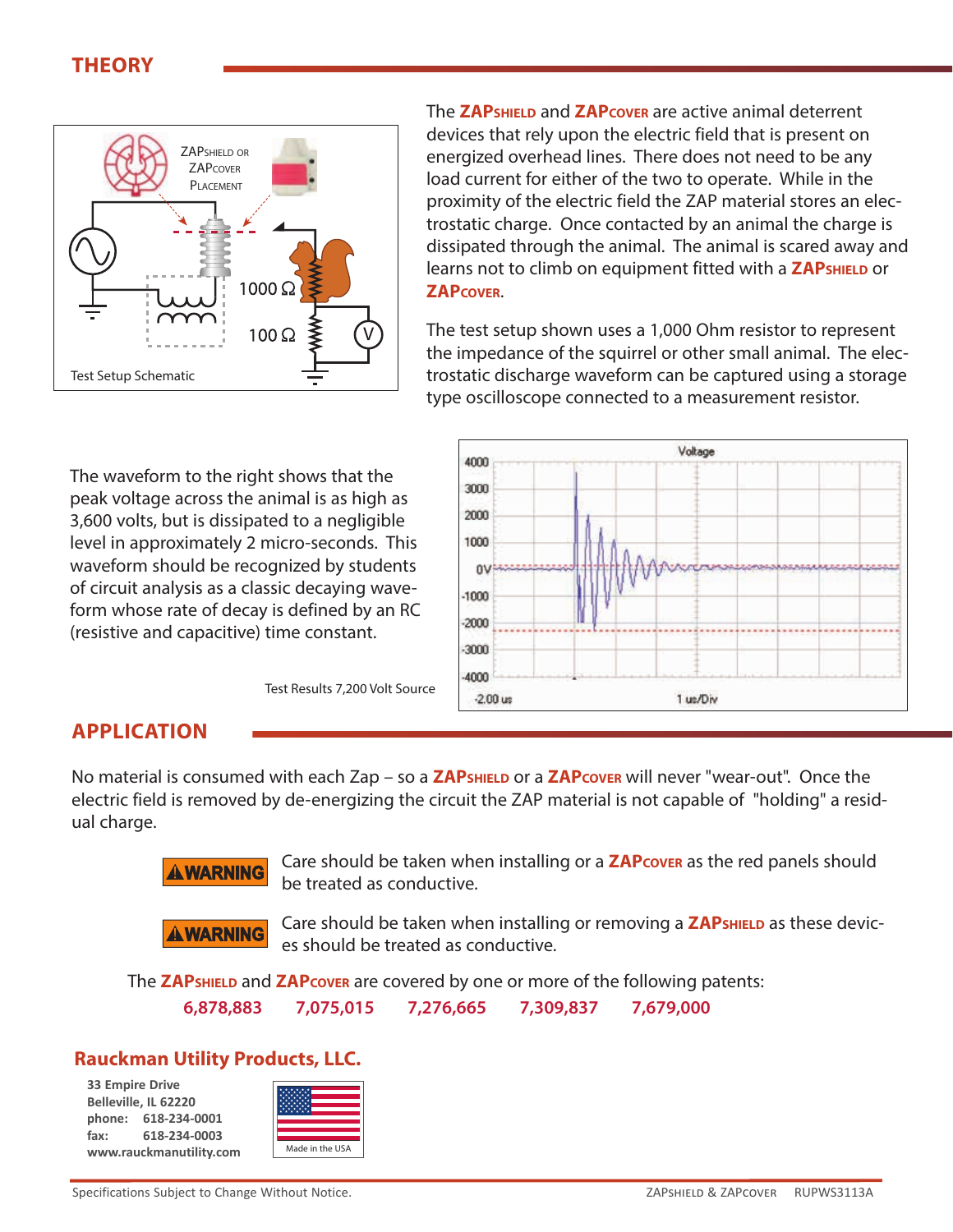## THEORY

ZAPSHIELD OR ZAPCOVER PLACEMENT

1000 Ω

100 Ω

V

Test Setup Schematic

The **ZAPSHIELD** and **ZAPCOVER** are active animal deterrent devices that rely upon the electric field that is present on energized overhead lines. There does not need to be any load current for either of the two to operate. While in the proximity of the electric field the ZAP material stores an electrostatic charge. Once contacted by an animal the charge is dissipated through the animal. The animal is scared away and learns not to climb on equipment fitted with a **ZAPSHIELD** or **ZAPCOVER**.

The test setup shown uses a 1,000 Ohm resistor to represent the impedance of the squirrel or other small animal. The electrostatic discharge waveform can be captured using a storage type oscilloscope connected to a measurement resistor.

The waveform to the right shows that the peak voltage across the animal is as high as 3,600 volts, but is dissipated to a negligible level in approximately 2 micro-seconds. This waveform should be recognized by students of circuit analysis as a classic decaying waveform whose rate of decay is defined by an RC (resistive and capacitive) time constant.

Voltage

4000
3000
2000
1000
0V
-1000
-2000
-3000
-4000

-2.00 us

1 us/Div

Test Results 7,200 Volt Source

## APPLICATION

No material is consumed with each Zap – so a **ZAPSHIELD** or a **ZAPCOVER** will never "wear-out". Once the electric field is removed by de-energizing the circuit the ZAP material is not capable of "holding" a residual charge.

**⚠WARNING** Care should be taken when installing or a **ZAPCOVER** as the red panels should be treated as conductive.

**⚠WARNING** Care should be taken when installing or removing a **ZAPSHIELD** as these devices should be treated as conductive.

The **ZAPSHIELD** and **ZAPCOVER** are covered by one or more of the following patents:

**6,878,883 7,075,015 7,276,665 7,309,837 7,679,000**

### Rauckman Utility Products, LLC.

**33 Empire Drive**
**Belleville, IL 62220**
**phone: 618-234-0001**
**fax: 618-234-0003**
**www.rauckmanutility.com**

Made in the USA

Specifications Subject to Change Without Notice.

ZAPSHIELD & ZAPCOVER RUPWS3113A